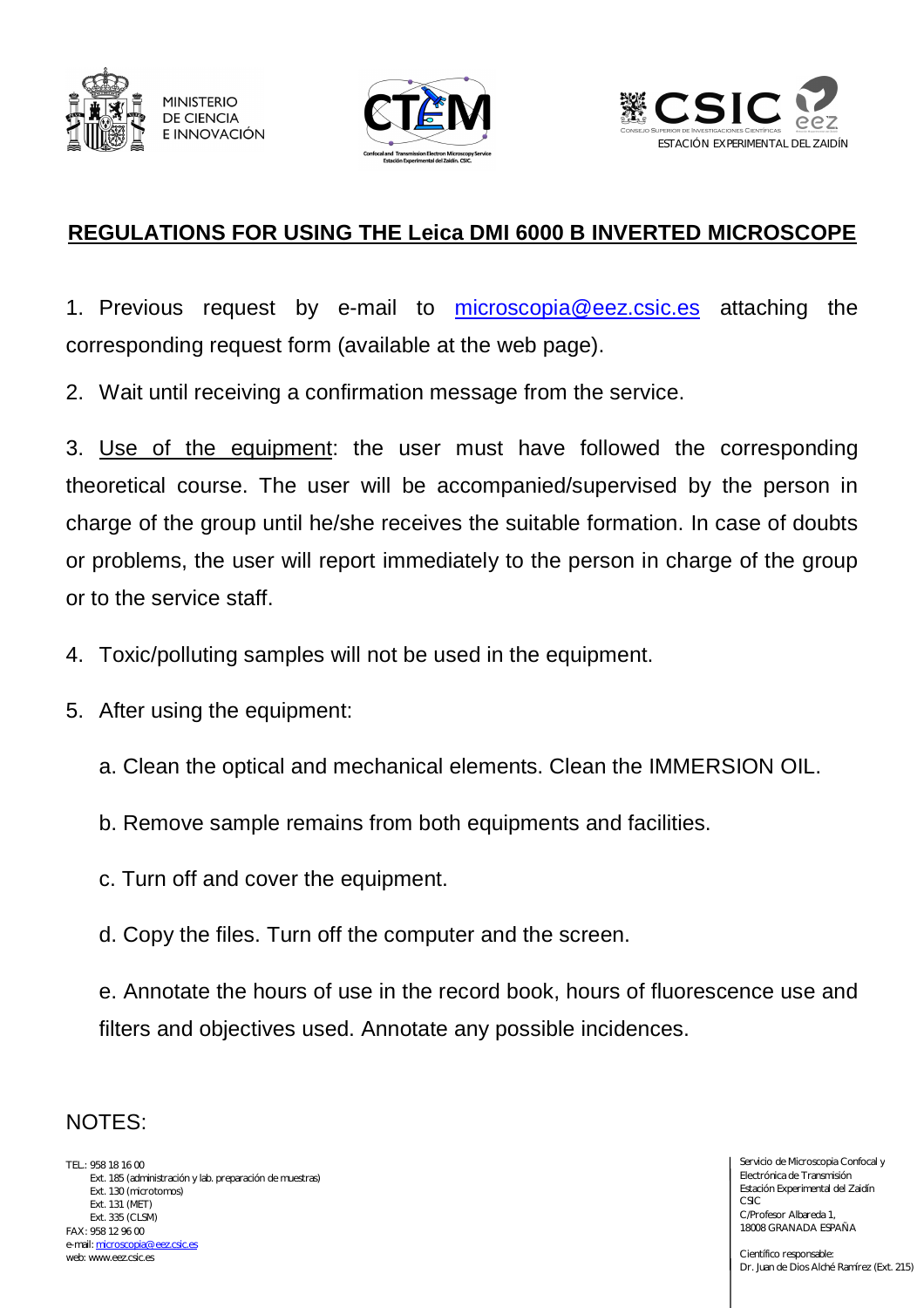MINISTERIO
DE CIENCIA
E INNOVACIÓN

CSIC
CONSEJO SUPERIOR DE INVESTIGACIONES CIENTÍFICAS
ESTACIÓN EXPERIMENTAL DEL ZAIDÍN

# REGULATIONS FOR USING THE Leica DMI 6000 B INVERTED MICROSCOPE

1. Previous request by e-mail to microscopia@eez.csic.es attaching the corresponding request form (available at the web page).

2. Wait until receiving a confirmation message from the service.

3. Use of the equipment: the user must have followed the corresponding theoretical course. The user will be accompanied/supervised by the person in charge of the group until he/she receives the suitable formation. In case of doubts or problems, the user will report immediately to the person in charge of the group or to the service staff.

4. Toxic/polluting samples will not be used in the equipment.

5. After using the equipment:

   a. Clean the optical and mechanical elements. Clean the IMMERSION OIL.

   b. Remove sample remains from both equipments and facilities.

   c. Turn off and cover the equipment.

   d. Copy the files. Turn off the computer and the screen.

   e. Annotate the hours of use in the record book, hours of fluorescence use and filters and objectives used. Annotate any possible incidences.

NOTES:

TEL.: 958 18 16 00
Ext. 185 (administración y lab. preparación de muestras)
Ext. 130 (microtomos)
Ext. 131 (MET)
Ext. 335 (CLSM)
FAX: 958 12 96 00
e-mail: microscopia@eez.csic.es
web: www.eez.csic.es

Servicio de Microscopia Confocal y Electrónica de Transmisión
Estación Experimental del Zaidín
CSIC
C/Profesor Albareda 1,
18008 GRANADA ESPAÑA

Científico responsable:
Dr. Juan de Dios Alché Ramírez (Ext. 215)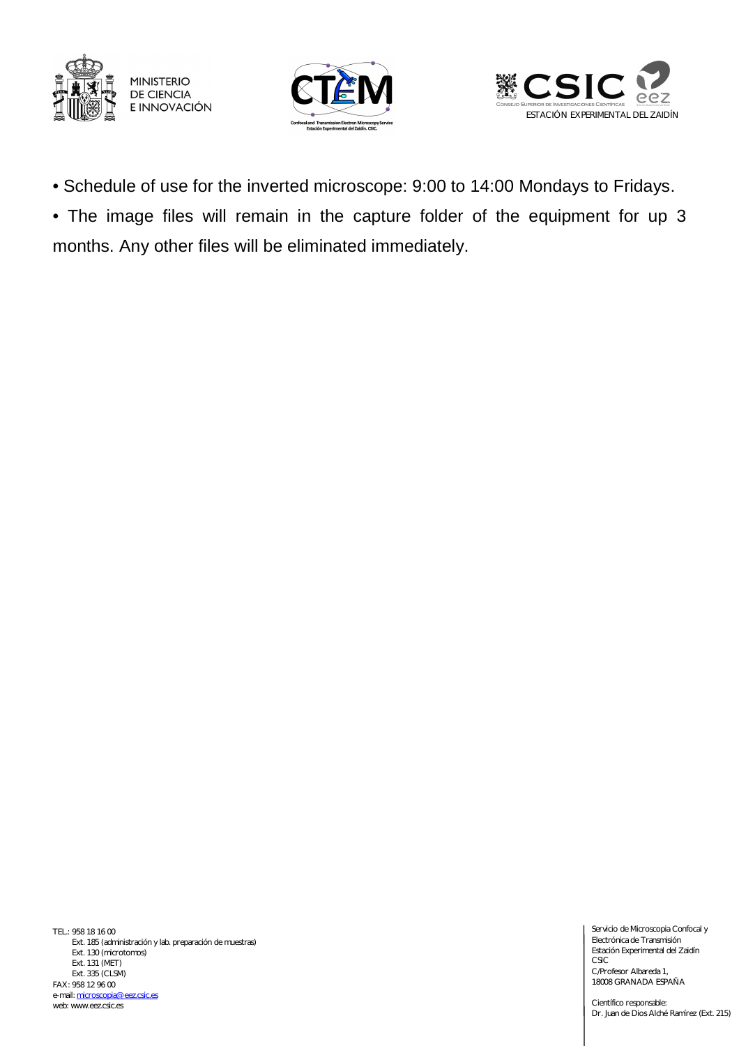- Schedule of use for the inverted microscope: 9:00 to 14:00 Mondays to Fridays.
- The image files will remain in the capture folder of the equipment for up 3 months. Any other files will be eliminated immediately.